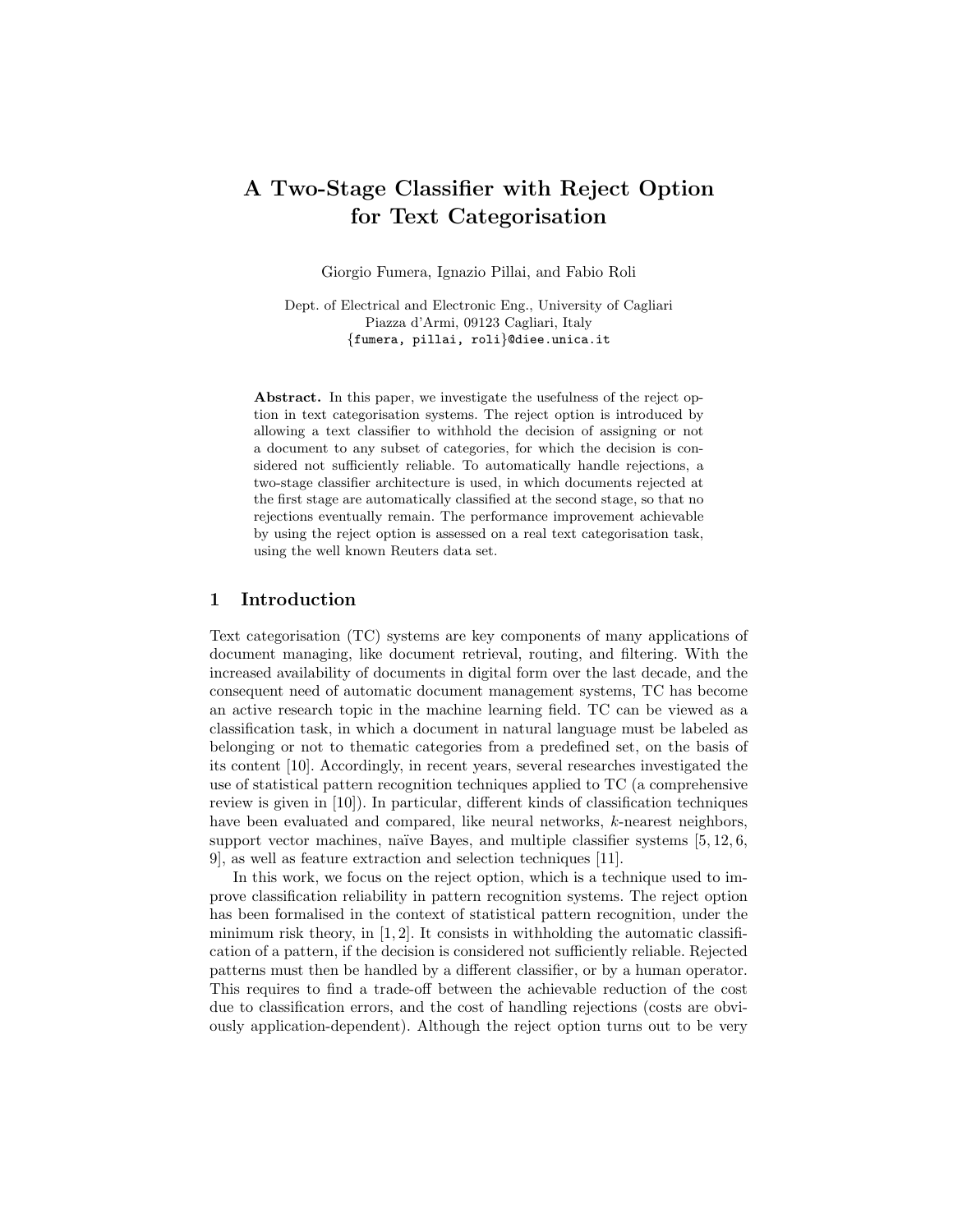# A Two-Stage Classifier with Reject Option for Text Categorisation

Giorgio Fumera, Ignazio Pillai, and Fabio Roli

Dept. of Electrical and Electronic Eng., University of Cagliari
Piazza d'Armi, 09123 Cagliari, Italy
{fumera, pillai, roli}@diee.unica.it

**Abstract.** In this paper, we investigate the usefulness of the reject option in text categorisation systems. The reject option is introduced by allowing a text classifier to withhold the decision of assigning or not a document to any subset of categories, for which the decision is considered not sufficiently reliable. To automatically handle rejections, a two-stage classifier architecture is used, in which documents rejected at the first stage are automatically classified at the second stage, so that no rejections eventually remain. The performance improvement achievable by using the reject option is assessed on a real text categorisation task, using the well known Reuters data set.

## 1 Introduction

Text categorisation (TC) systems are key components of many applications of document managing, like document retrieval, routing, and filtering. With the increased availability of documents in digital form over the last decade, and the consequent need of automatic document management systems, TC has become an active research topic in the machine learning field. TC can be viewed as a classification task, in which a document in natural language must be labeled as belonging or not to thematic categories from a predefined set, on the basis of its content [10]. Accordingly, in recent years, several researches investigated the use of statistical pattern recognition techniques applied to TC (a comprehensive review is given in [10]). In particular, different kinds of classification techniques have been evaluated and compared, like neural networks, $k$-nearest neighbors, support vector machines, naïve Bayes, and multiple classifier systems [5, 12, 6, 9], as well as feature extraction and selection techniques [11].

In this work, we focus on the reject option, which is a technique used to improve classification reliability in pattern recognition systems. The reject option has been formalised in the context of statistical pattern recognition, under the minimum risk theory, in [1, 2]. It consists in withholding the automatic classification of a pattern, if the decision is considered not sufficiently reliable. Rejected patterns must then be handled by a different classifier, or by a human operator. This requires to find a trade-off between the achievable reduction of the cost due to classification errors, and the cost of handling rejections (costs are obviously application-dependent). Although the reject option turns out to be very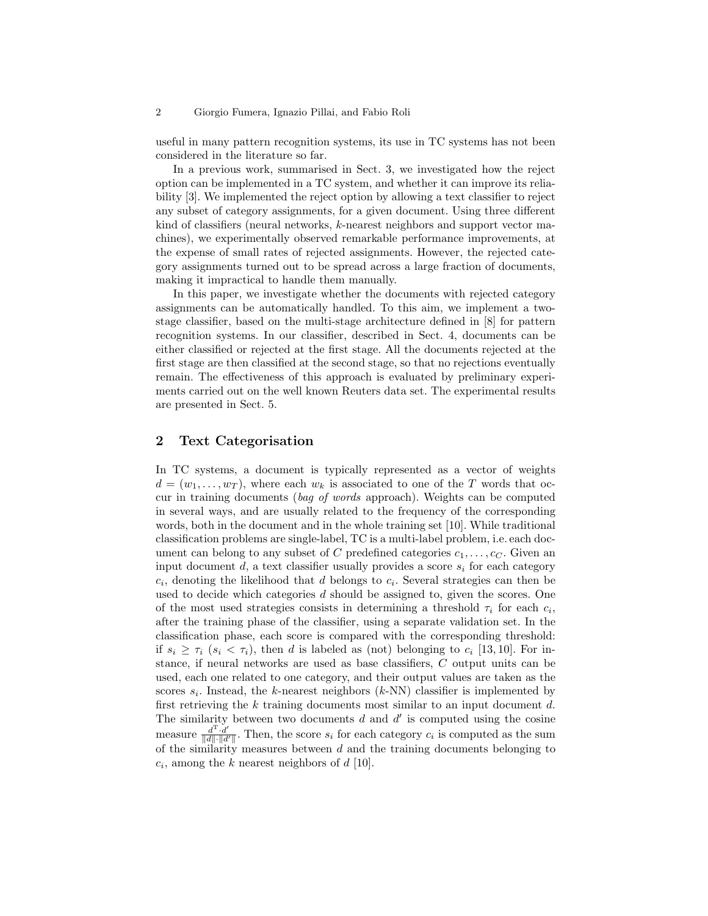useful in many pattern recognition systems, its use in TC systems has not been considered in the literature so far.

In a previous work, summarised in Sect. 3, we investigated how the reject option can be implemented in a TC system, and whether it can improve its reliability [3]. We implemented the reject option by allowing a text classifier to reject any subset of category assignments, for a given document. Using three different kind of classifiers (neural networks, $k$-nearest neighbors and support vector machines), we experimentally observed remarkable performance improvements, at the expense of small rates of rejected assignments. However, the rejected category assignments turned out to be spread across a large fraction of documents, making it impractical to handle them manually.

In this paper, we investigate whether the documents with rejected category assignments can be automatically handled. To this aim, we implement a two-stage classifier, based on the multi-stage architecture defined in [8] for pattern recognition systems. In our classifier, described in Sect. 4, documents can be either classified or rejected at the first stage. All the documents rejected at the first stage are then classified at the second stage, so that no rejections eventually remain. The effectiveness of this approach is evaluated by preliminary experiments carried out on the well known Reuters data set. The experimental results are presented in Sect. 5.

## 2 Text Categorisation

In TC systems, a document is typically represented as a vector of weights $d = (w_1, \ldots, w_T)$, where each $w_k$ is associated to one of the $T$ words that occur in training documents (*bag of words* approach). Weights can be computed in several ways, and are usually related to the frequency of the corresponding words, both in the document and in the whole training set [10]. While traditional classification problems are single-label, TC is a multi-label problem, i.e. each document can belong to any subset of $C$ predefined categories $c_1, \ldots, c_C$. Given an input document $d$, a text classifier usually provides a score $s_i$ for each category $c_i$, denoting the likelihood that $d$ belongs to $c_i$. Several strategies can then be used to decide which categories $d$ should be assigned to, given the scores. One of the most used strategies consists in determining a threshold $\tau_i$ for each $c_i$, after the training phase of the classifier, using a separate validation set. In the classification phase, each score is compared with the corresponding threshold: if $s_i \geq \tau_i$ ($s_i < \tau_i$), then $d$ is labeled as (not) belonging to $c_i$ [13, 10]. For instance, if neural networks are used as base classifiers, $C$ output units can be used, each one related to one category, and their output values are taken as the scores $s_i$. Instead, the $k$-nearest neighbors ($k$-NN) classifier is implemented by first retrieving the $k$ training documents most similar to an input document $d$. The similarity between two documents $d$ and $d'$ is computed using the cosine measure $\frac{d^{\mathrm{T}} \cdot d'}{\|d\| \cdot \|d'\|}$. Then, the score $s_i$ for each category $c_i$ is computed as the sum of the similarity measures between $d$ and the training documents belonging to $c_i$, among the $k$ nearest neighbors of $d$ [10].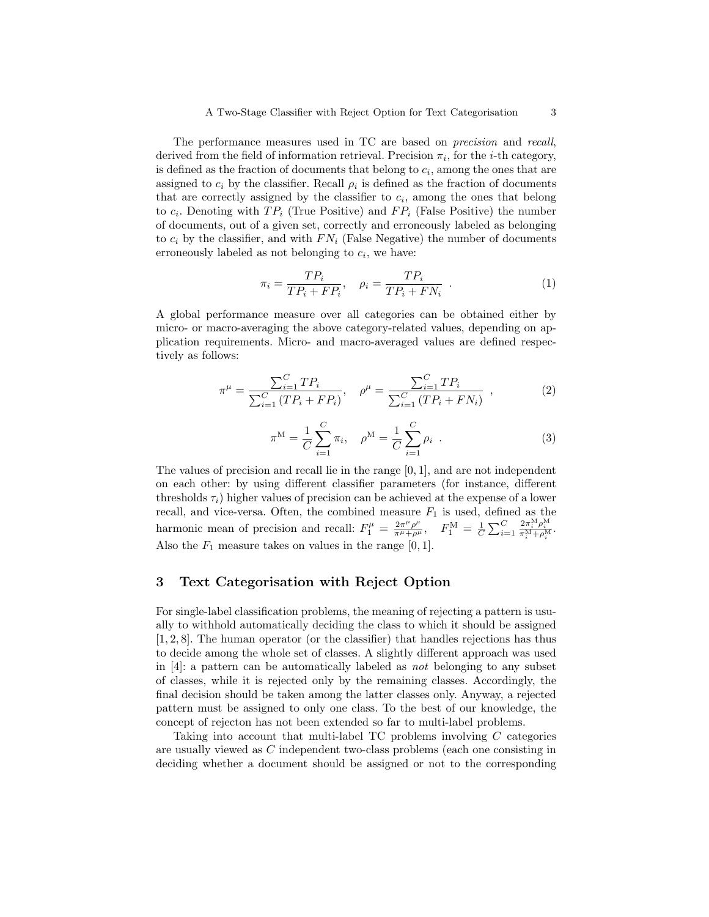The performance measures used in TC are based on *precision* and *recall*, derived from the field of information retrieval. Precision $\pi_i$, for the $i$-th category, is defined as the fraction of documents that belong to $c_i$, among the ones that are assigned to $c_i$ by the classifier. Recall $\rho_i$ is defined as the fraction of documents that are correctly assigned by the classifier to $c_i$, among the ones that belong to $c_i$. Denoting with $TP_i$ (True Positive) and $FP_i$ (False Positive) the number of documents, out of a given set, correctly and erroneously labeled as belonging to $c_i$ by the classifier, and with $FN_i$ (False Negative) the number of documents erroneously labeled as not belonging to $c_i$, we have:

$$\pi_i = \frac{TP_i}{TP_i + FP_i}, \quad \rho_i = \frac{TP_i}{TP_i + FN_i} \ . \tag{1}$$

A global performance measure over all categories can be obtained either by micro- or macro-averaging the above category-related values, depending on application requirements. Micro- and macro-averaged values are defined respectively as follows:

$$\pi^\mu = \frac{\sum_{i=1}^{C} TP_i}{\sum_{i=1}^{C} (TP_i + FP_i)}, \quad \rho^\mu = \frac{\sum_{i=1}^{C} TP_i}{\sum_{i=1}^{C} (TP_i + FN_i)} \ , \tag{2}$$

$$\pi^{\mathrm{M}} = \frac{1}{C} \sum_{i=1}^{C} \pi_i, \quad \rho^{\mathrm{M}} = \frac{1}{C} \sum_{i=1}^{C} \rho_i \ . \tag{3}$$

The values of precision and recall lie in the range $[0, 1]$, and are not independent on each other: by using different classifier parameters (for instance, different thresholds $\tau_i$) higher values of precision can be achieved at the expense of a lower recall, and vice-versa. Often, the combined measure $F_1$ is used, defined as the harmonic mean of precision and recall: $F_1^\mu = \frac{2\pi^\mu \rho^\mu}{\pi^\mu + \rho^\mu}$, $\quad F_1^{\mathrm{M}} = \frac{1}{C} \sum_{i=1}^{C} \frac{2\pi_i^{\mathrm{M}} \rho_i^{\mathrm{M}}}{\pi_i^{\mathrm{M}} + \rho_i^{\mathrm{M}}}$. Also the $F_1$ measure takes on values in the range $[0, 1]$.

## 3 Text Categorisation with Reject Option

For single-label classification problems, the meaning of rejecting a pattern is usually to withhold automatically deciding the class to which it should be assigned [1, 2, 8]. The human operator (or the classifier) that handles rejections has thus to decide among the whole set of classes. A slightly different approach was used in [4]: a pattern can be automatically labeled as *not* belonging to any subset of classes, while it is rejected only by the remaining classes. Accordingly, the final decision should be taken among the latter classes only. Anyway, a rejected pattern must be assigned to only one class. To the best of our knowledge, the concept of rejecton has not been extended so far to multi-label problems.

Taking into account that multi-label TC problems involving $C$ categories are usually viewed as $C$ independent two-class problems (each one consisting in deciding whether a document should be assigned or not to the corresponding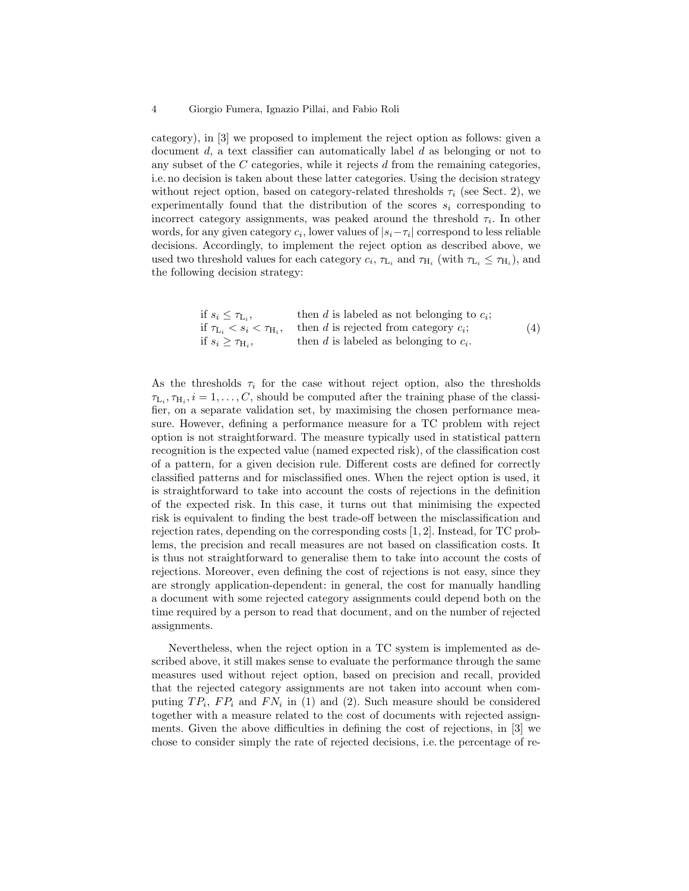category), in [3] we proposed to implement the reject option as follows: given a document $d$, a text classifier can automatically label $d$ as belonging or not to any subset of the $C$ categories, while it rejects $d$ from the remaining categories, i.e. no decision is taken about these latter categories. Using the decision strategy without reject option, based on category-related thresholds $\tau_i$ (see Sect. 2), we experimentally found that the distribution of the scores $s_i$ corresponding to incorrect category assignments, was peaked around the threshold $\tau_i$. In other words, for any given category $c_i$, lower values of $|s_i - \tau_i|$ correspond to less reliable decisions. Accordingly, to implement the reject option as described above, we used two threshold values for each category $c_i$, $\tau_{\mathrm{L}_i}$ and $\tau_{\mathrm{H}_i}$ (with $\tau_{\mathrm{L}_i} \leq \tau_{\mathrm{H}_i}$), and the following decision strategy:

$$
\begin{array}{ll}
\text{if } s_i \leq \tau_{\mathrm{L}_i}, & \text{then } d \text{ is labeled as not belonging to } c_i; \\
\text{if } \tau_{\mathrm{L}_i} < s_i < \tau_{\mathrm{H}_i}, & \text{then } d \text{ is rejected from category } c_i; \\
\text{if } s_i \geq \tau_{\mathrm{H}_i}, & \text{then } d \text{ is labeled as belonging to } c_i.
\end{array}
\qquad (4)
$$

As the thresholds $\tau_i$ for the case without reject option, also the thresholds $\tau_{\mathrm{L}_i}, \tau_{\mathrm{H}_i}, i = 1, \ldots, C$, should be computed after the training phase of the classifier, on a separate validation set, by maximising the chosen performance measure. However, defining a performance measure for a TC problem with reject option is not straightforward. The measure typically used in statistical pattern recognition is the expected value (named expected risk), of the classification cost of a pattern, for a given decision rule. Different costs are defined for correctly classified patterns and for misclassified ones. When the reject option is used, it is straightforward to take into account the costs of rejections in the definition of the expected risk. In this case, it turns out that minimising the expected risk is equivalent to finding the best trade-off between the misclassification and rejection rates, depending on the corresponding costs [1, 2]. Instead, for TC problems, the precision and recall measures are not based on classification costs. It is thus not straightforward to generalise them to take into account the costs of rejections. Moreover, even defining the cost of rejections is not easy, since they are strongly application-dependent: in general, the cost for manually handling a document with some rejected category assignments could depend both on the time required by a person to read that document, and on the number of rejected assignments.

Nevertheless, when the reject option in a TC system is implemented as described above, it still makes sense to evaluate the performance through the same measures used without reject option, based on precision and recall, provided that the rejected category assignments are not taken into account when computing $TP_i$, $FP_i$ and $FN_i$ in (1) and (2). Such measure should be considered together with a measure related to the cost of documents with rejected assignments. Given the above difficulties in defining the cost of rejections, in [3] we chose to consider simply the rate of rejected decisions, i.e. the percentage of re-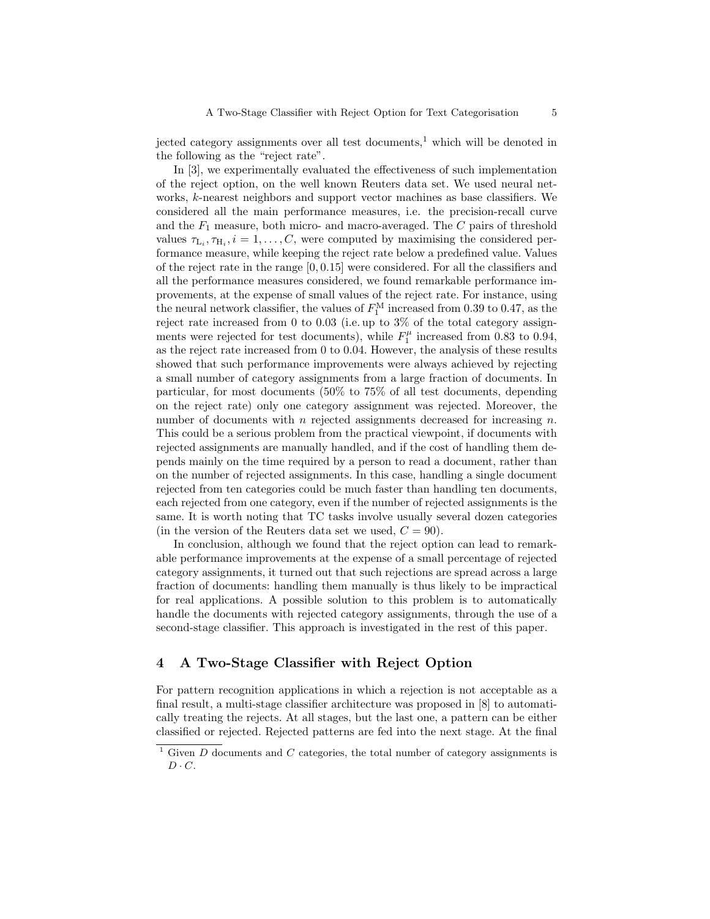jected category assignments over all test documents,[1] which will be denoted in the following as the "reject rate".

In [3], we experimentally evaluated the effectiveness of such implementation of the reject option, on the well known Reuters data set. We used neural networks, $k$-nearest neighbors and support vector machines as base classifiers. We considered all the main performance measures, i.e. the precision-recall curve and the $F_1$ measure, both micro- and macro-averaged. The $C$ pairs of threshold values $\tau_{\mathrm{L}_i}, \tau_{\mathrm{H}_i}, i = 1, \ldots, C$, were computed by maximising the considered performance measure, while keeping the reject rate below a predefined value. Values of the reject rate in the range $[0, 0.15]$ were considered. For all the classifiers and all the performance measures considered, we found remarkable performance improvements, at the expense of small values of the reject rate. For instance, using the neural network classifier, the values of $F_1^{\mathrm{M}}$ increased from 0.39 to 0.47, as the reject rate increased from 0 to 0.03 (i.e. up to 3% of the total category assignments were rejected for test documents), while $F_1^{\mu}$ increased from 0.83 to 0.94, as the reject rate increased from 0 to 0.04. However, the analysis of these results showed that such performance improvements were always achieved by rejecting a small number of category assignments from a large fraction of documents. In particular, for most documents (50% to 75% of all test documents, depending on the reject rate) only one category assignment was rejected. Moreover, the number of documents with $n$ rejected assignments decreased for increasing $n$. This could be a serious problem from the practical viewpoint, if documents with rejected assignments are manually handled, and if the cost of handling them depends mainly on the time required by a person to read a document, rather than on the number of rejected assignments. In this case, handling a single document rejected from ten categories could be much faster than handling ten documents, each rejected from one category, even if the number of rejected assignments is the same. It is worth noting that TC tasks involve usually several dozen categories (in the version of the Reuters data set we used, $C = 90$).

In conclusion, although we found that the reject option can lead to remarkable performance improvements at the expense of a small percentage of rejected category assignments, it turned out that such rejections are spread across a large fraction of documents: handling them manually is thus likely to be impractical for real applications. A possible solution to this problem is to automatically handle the documents with rejected category assignments, through the use of a second-stage classifier. This approach is investigated in the rest of this paper.

## 4 A Two-Stage Classifier with Reject Option

For pattern recognition applications in which a rejection is not acceptable as a final result, a multi-stage classifier architecture was proposed in [8] to automatically treating the rejects. At all stages, but the last one, a pattern can be either classified or rejected. Rejected patterns are fed into the next stage. At the final

[1] Given $D$ documents and $C$ categories, the total number of category assignments is $D \cdot C$.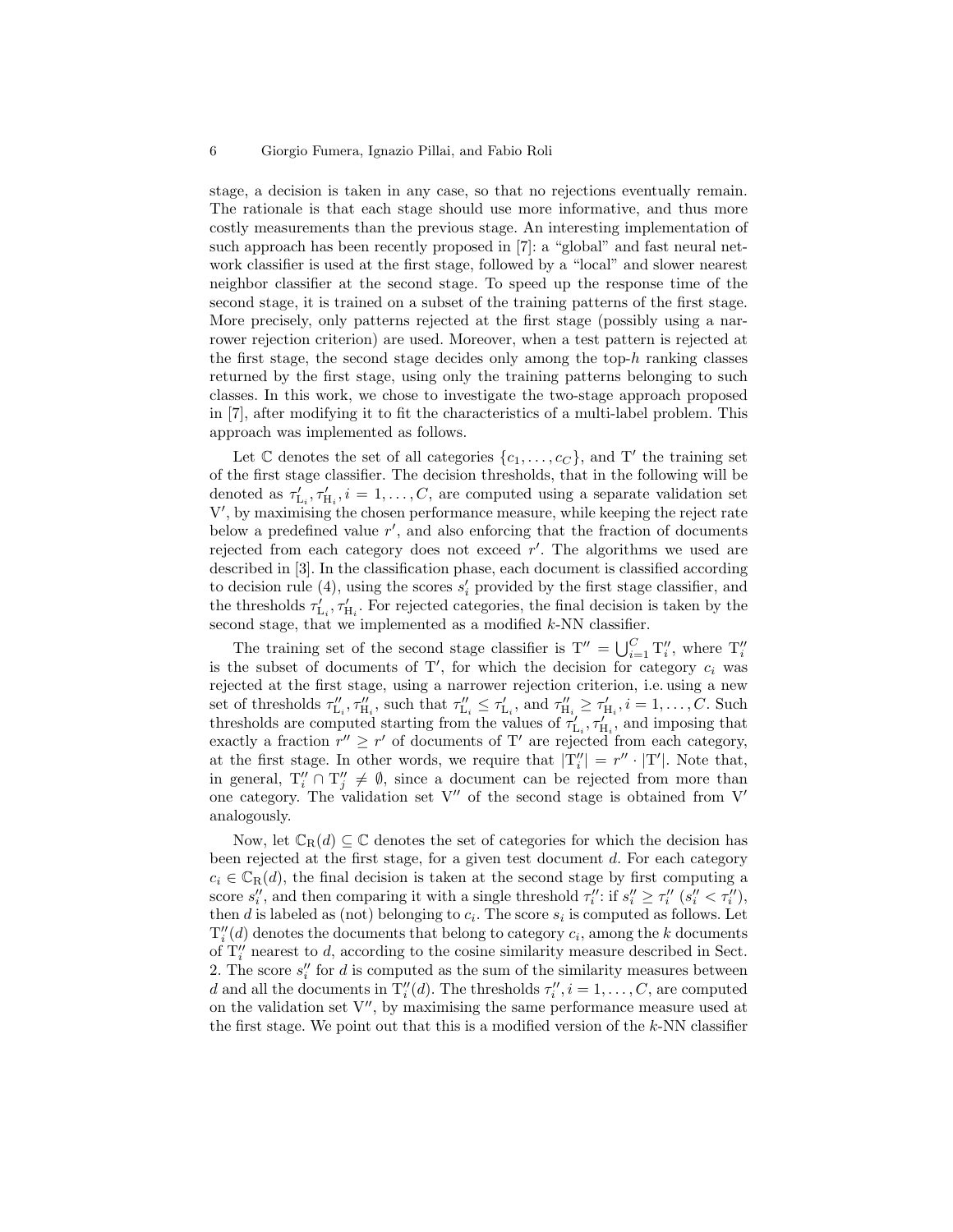stage, a decision is taken in any case, so that no rejections eventually remain. The rationale is that each stage should use more informative, and thus more costly measurements than the previous stage. An interesting implementation of such approach has been recently proposed in [7]: a "global" and fast neural network classifier is used at the first stage, followed by a "local" and slower nearest neighbor classifier at the second stage. To speed up the response time of the second stage, it is trained on a subset of the training patterns of the first stage. More precisely, only patterns rejected at the first stage (possibly using a narrower rejection criterion) are used. Moreover, when a test pattern is rejected at the first stage, the second stage decides only among the top-$h$ ranking classes returned by the first stage, using only the training patterns belonging to such classes. In this work, we chose to investigate the two-stage approach proposed in [7], after modifying it to fit the characteristics of a multi-label problem. This approach was implemented as follows.

Let $\mathbb{C}$ denotes the set of all categories $\{c_1, \ldots, c_C\}$, and $\mathrm{T}'$ the training set of the first stage classifier. The decision thresholds, that in the following will be denoted as $\tau'_{\mathrm{L}_i}, \tau'_{\mathrm{H}_i}, i = 1, \ldots, C$, are computed using a separate validation set $\mathrm{V}'$, by maximising the chosen performance measure, while keeping the reject rate below a predefined value $r'$, and also enforcing that the fraction of documents rejected from each category does not exceed $r'$. The algorithms we used are described in [3]. In the classification phase, each document is classified according to decision rule (4), using the scores $s'_i$ provided by the first stage classifier, and the thresholds $\tau'_{\mathrm{L}_i}, \tau'_{\mathrm{H}_i}$. For rejected categories, the final decision is taken by the second stage, that we implemented as a modified $k$-NN classifier.

The training set of the second stage classifier is $\mathrm{T}'' = \bigcup_{i=1}^{C} \mathrm{T}''_i$, where $\mathrm{T}''_i$ is the subset of documents of $\mathrm{T}'$, for which the decision for category $c_i$ was rejected at the first stage, using a narrower rejection criterion, i.e. using a new set of thresholds $\tau''_{\mathrm{L}_i}, \tau''_{\mathrm{H}_i}$, such that $\tau''_{\mathrm{L}_i} \leq \tau'_{\mathrm{L}_i}$, and $\tau''_{\mathrm{H}_i} \geq \tau'_{\mathrm{H}_i}, i = 1, \ldots, C$. Such thresholds are computed starting from the values of $\tau'_{\mathrm{L}_i}, \tau'_{\mathrm{H}_i}$, and imposing that exactly a fraction $r'' \geq r'$ of documents of $\mathrm{T}'$ are rejected from each category, at the first stage. In other words, we require that $|\mathrm{T}''_i| = r'' \cdot |\mathrm{T}'|$. Note that, in general, $\mathrm{T}''_i \cap \mathrm{T}''_j \neq \emptyset$, since a document can be rejected from more than one category. The validation set $\mathrm{V}''$ of the second stage is obtained from $\mathrm{V}'$ analogously.

Now, let $\mathbb{C}_{\mathrm{R}}(d) \subseteq \mathbb{C}$ denotes the set of categories for which the decision has been rejected at the first stage, for a given test document $d$. For each category $c_i \in \mathbb{C}_{\mathrm{R}}(d)$, the final decision is taken at the second stage by first computing a score $s''_i$, and then comparing it with a single threshold $\tau''_i$: if $s''_i \geq \tau''_i$ ($s''_i < \tau''_i$), then $d$ is labeled as (not) belonging to $c_i$. The score $s_i$ is computed as follows. Let $\mathrm{T}''_i(d)$ denotes the documents that belong to category $c_i$, among the $k$ documents of $\mathrm{T}''_i$ nearest to $d$, according to the cosine similarity measure described in Sect. 2. The score $s''_i$ for $d$ is computed as the sum of the similarity measures between $d$ and all the documents in $\mathrm{T}''_i(d)$. The thresholds $\tau''_i, i = 1, \ldots, C$, are computed on the validation set $\mathrm{V}''$, by maximising the same performance measure used at the first stage. We point out that this is a modified version of the $k$-NN classifier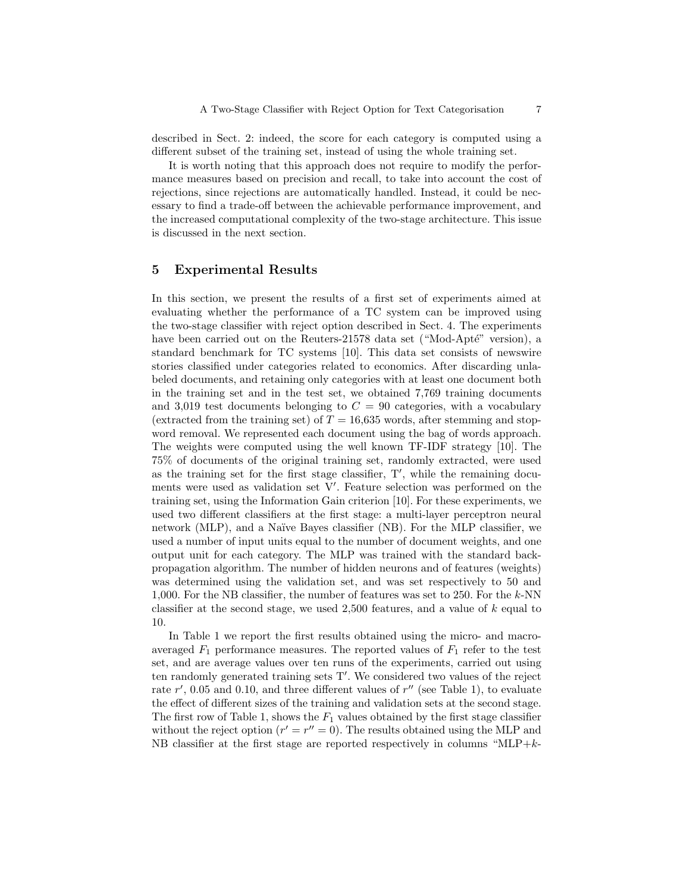described in Sect. 2: indeed, the score for each category is computed using a different subset of the training set, instead of using the whole training set.

It is worth noting that this approach does not require to modify the performance measures based on precision and recall, to take into account the cost of rejections, since rejections are automatically handled. Instead, it could be necessary to find a trade-off between the achievable performance improvement, and the increased computational complexity of the two-stage architecture. This issue is discussed in the next section.

## 5 Experimental Results

In this section, we present the results of a first set of experiments aimed at evaluating whether the performance of a TC system can be improved using the two-stage classifier with reject option described in Sect. 4. The experiments have been carried out on the Reuters-21578 data set ("Mod-Apté" version), a standard benchmark for TC systems [10]. This data set consists of newswire stories classified under categories related to economics. After discarding unlabeled documents, and retaining only categories with at least one document both in the training set and in the test set, we obtained 7,769 training documents and 3,019 test documents belonging to $C = 90$ categories, with a vocabulary (extracted from the training set) of $T = 16{,}635$ words, after stemming and stop-word removal. We represented each document using the bag of words approach. The weights were computed using the well known TF-IDF strategy [10]. The 75% of documents of the original training set, randomly extracted, were used as the training set for the first stage classifier, $\mathrm{T}'$, while the remaining documents were used as validation set $\mathrm{V}'$. Feature selection was performed on the training set, using the Information Gain criterion [10]. For these experiments, we used two different classifiers at the first stage: a multi-layer perceptron neural network (MLP), and a Naïve Bayes classifier (NB). For the MLP classifier, we used a number of input units equal to the number of document weights, and one output unit for each category. The MLP was trained with the standard back-propagation algorithm. The number of hidden neurons and of features (weights) was determined using the validation set, and was set respectively to 50 and 1,000. For the NB classifier, the number of features was set to 250. For the $k$-NN classifier at the second stage, we used 2,500 features, and a value of $k$ equal to 10.

In Table 1 we report the first results obtained using the micro- and macro-averaged $F_1$ performance measures. The reported values of $F_1$ refer to the test set, and are average values over ten runs of the experiments, carried out using ten randomly generated training sets $\mathrm{T}'$. We considered two values of the reject rate $r'$, 0.05 and 0.10, and three different values of $r''$ (see Table 1), to evaluate the effect of different sizes of the training and validation sets at the second stage. The first row of Table 1, shows the $F_1$ values obtained by the first stage classifier without the reject option ($r' = r'' = 0$). The results obtained using the MLP and NB classifier at the first stage are reported respectively in columns "MLP+$k$-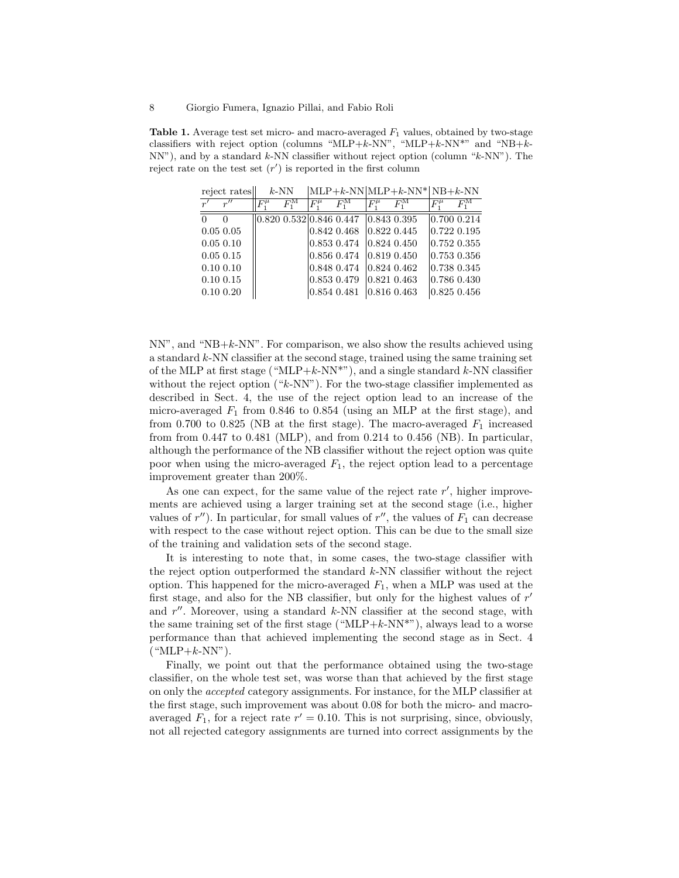**Table 1.** Average test set micro- and macro-averaged $F_1$ values, obtained by two-stage classifiers with reject option (columns "MLP+$k$-NN", "MLP+$k$-NN*" and "NB+$k$-NN"), and by a standard $k$-NN classifier without reject option (column "$k$-NN"). The reject rate on the test set ($r'$) is reported in the first column

| reject rates | | $k$-NN | | MLP+$k$-NN | | MLP+$k$-NN* | | NB+$k$-NN | |
|---|---|---|---|---|---|---|---|---|---|
| $r'$ | $r''$ | $F_1^\mu$ | $F_1^M$ | $F_1^\mu$ | $F_1^M$ | $F_1^\mu$ | $F_1^M$ | $F_1^\mu$ | $F_1^M$ |
| 0 | 0 | 0.820 | 0.532 | 0.846 | 0.447 | 0.843 | 0.395 | 0.700 | 0.214 |
| 0.05 | 0.05 | | | 0.842 | 0.468 | 0.822 | 0.445 | 0.722 | 0.195 |
| 0.05 | 0.10 | | | 0.853 | 0.474 | 0.824 | 0.450 | 0.752 | 0.355 |
| 0.05 | 0.15 | | | 0.856 | 0.474 | 0.819 | 0.450 | 0.753 | 0.356 |
| 0.10 | 0.10 | | | 0.848 | 0.474 | 0.824 | 0.462 | 0.738 | 0.345 |
| 0.10 | 0.15 | | | 0.853 | 0.479 | 0.821 | 0.463 | 0.786 | 0.430 |
| 0.10 | 0.20 | | | 0.854 | 0.481 | 0.816 | 0.463 | 0.825 | 0.456 |

NN", and "NB+$k$-NN". For comparison, we also show the results achieved using a standard $k$-NN classifier at the second stage, trained using the same training set of the MLP at first stage ("MLP+$k$-NN*"), and a single standard $k$-NN classifier without the reject option ("$k$-NN"). For the two-stage classifier implemented as described in Sect. 4, the use of the reject option lead to an increase of the micro-averaged $F_1$ from 0.846 to 0.854 (using an MLP at the first stage), and from 0.700 to 0.825 (NB at the first stage). The macro-averaged $F_1$ increased from from 0.447 to 0.481 (MLP), and from 0.214 to 0.456 (NB). In particular, although the performance of the NB classifier without the reject option was quite poor when using the micro-averaged $F_1$, the reject option lead to a percentage improvement greater than 200%.

As one can expect, for the same value of the reject rate $r'$, higher improvements are achieved using a larger training set at the second stage (i.e., higher values of $r''$). In particular, for small values of $r''$, the values of $F_1$ can decrease with respect to the case without reject option. This can be due to the small size of the training and validation sets of the second stage.

It is interesting to note that, in some cases, the two-stage classifier with the reject option outperformed the standard $k$-NN classifier without the reject option. This happened for the micro-averaged $F_1$, when a MLP was used at the first stage, and also for the NB classifier, but only for the highest values of $r'$ and $r''$. Moreover, using a standard $k$-NN classifier at the second stage, with the same training set of the first stage ("MLP+$k$-NN*"), always lead to a worse performance than that achieved implementing the second stage as in Sect. 4 ("MLP+$k$-NN").

Finally, we point out that the performance obtained using the two-stage classifier, on the whole test set, was worse than that achieved by the first stage on only the *accepted* category assignments. For instance, for the MLP classifier at the first stage, such improvement was about 0.08 for both the micro- and macro-averaged $F_1$, for a reject rate $r' = 0.10$. This is not surprising, since, obviously, not all rejected category assignments are turned into correct assignments by the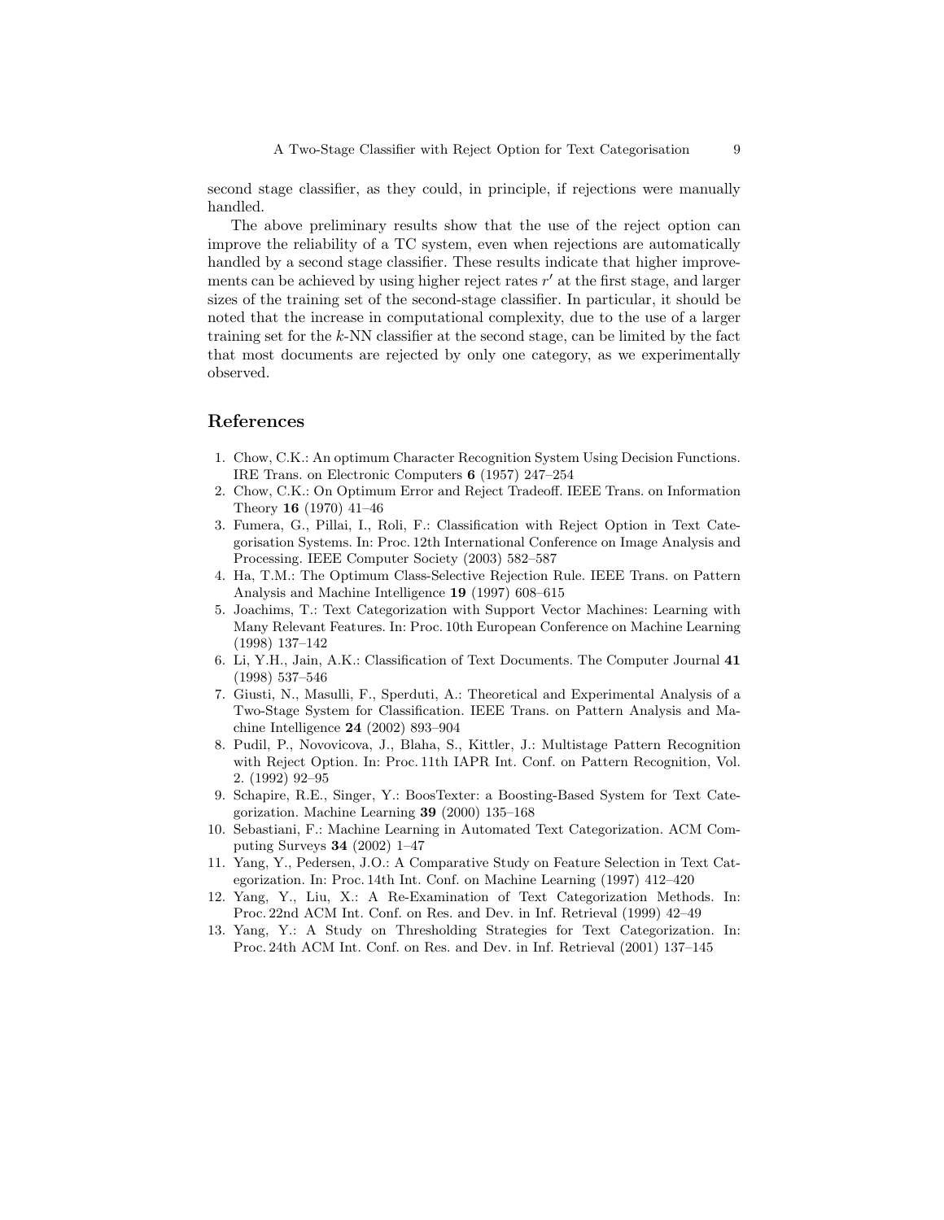second stage classifier, as they could, in principle, if rejections were manually handled.

The above preliminary results show that the use of the reject option can improve the reliability of a TC system, even when rejections are automatically handled by a second stage classifier. These results indicate that higher improvements can be achieved by using higher reject rates $r'$ at the first stage, and larger sizes of the training set of the second-stage classifier. In particular, it should be noted that the increase in computational complexity, due to the use of a larger training set for the $k$-NN classifier at the second stage, can be limited by the fact that most documents are rejected by only one category, as we experimentally observed.

## References

1. Chow, C.K.: An optimum Character Recognition System Using Decision Functions. IRE Trans. on Electronic Computers **6** (1957) 247–254
2. Chow, C.K.: On Optimum Error and Reject Tradeoff. IEEE Trans. on Information Theory **16** (1970) 41–46
3. Fumera, G., Pillai, I., Roli, F.: Classification with Reject Option in Text Categorisation Systems. In: Proc. 12th International Conference on Image Analysis and Processing. IEEE Computer Society (2003) 582–587
4. Ha, T.M.: The Optimum Class-Selective Rejection Rule. IEEE Trans. on Pattern Analysis and Machine Intelligence **19** (1997) 608–615
5. Joachims, T.: Text Categorization with Support Vector Machines: Learning with Many Relevant Features. In: Proc. 10th European Conference on Machine Learning (1998) 137–142
6. Li, Y.H., Jain, A.K.: Classification of Text Documents. The Computer Journal **41** (1998) 537–546
7. Giusti, N., Masulli, F., Sperduti, A.: Theoretical and Experimental Analysis of a Two-Stage System for Classification. IEEE Trans. on Pattern Analysis and Machine Intelligence **24** (2002) 893–904
8. Pudil, P., Novovicova, J., Blaha, S., Kittler, J.: Multistage Pattern Recognition with Reject Option. In: Proc. 11th IAPR Int. Conf. on Pattern Recognition, Vol. 2. (1992) 92–95
9. Schapire, R.E., Singer, Y.: BoosTexter: a Boosting-Based System for Text Categorization. Machine Learning **39** (2000) 135–168
10. Sebastiani, F.: Machine Learning in Automated Text Categorization. ACM Computing Surveys **34** (2002) 1–47
11. Yang, Y., Pedersen, J.O.: A Comparative Study on Feature Selection in Text Categorization. In: Proc. 14th Int. Conf. on Machine Learning (1997) 412–420
12. Yang, Y., Liu, X.: A Re-Examination of Text Categorization Methods. In: Proc. 22nd ACM Int. Conf. on Res. and Dev. in Inf. Retrieval (1999) 42–49
13. Yang, Y.: A Study on Thresholding Strategies for Text Categorization. In: Proc. 24th ACM Int. Conf. on Res. and Dev. in Inf. Retrieval (2001) 137–145